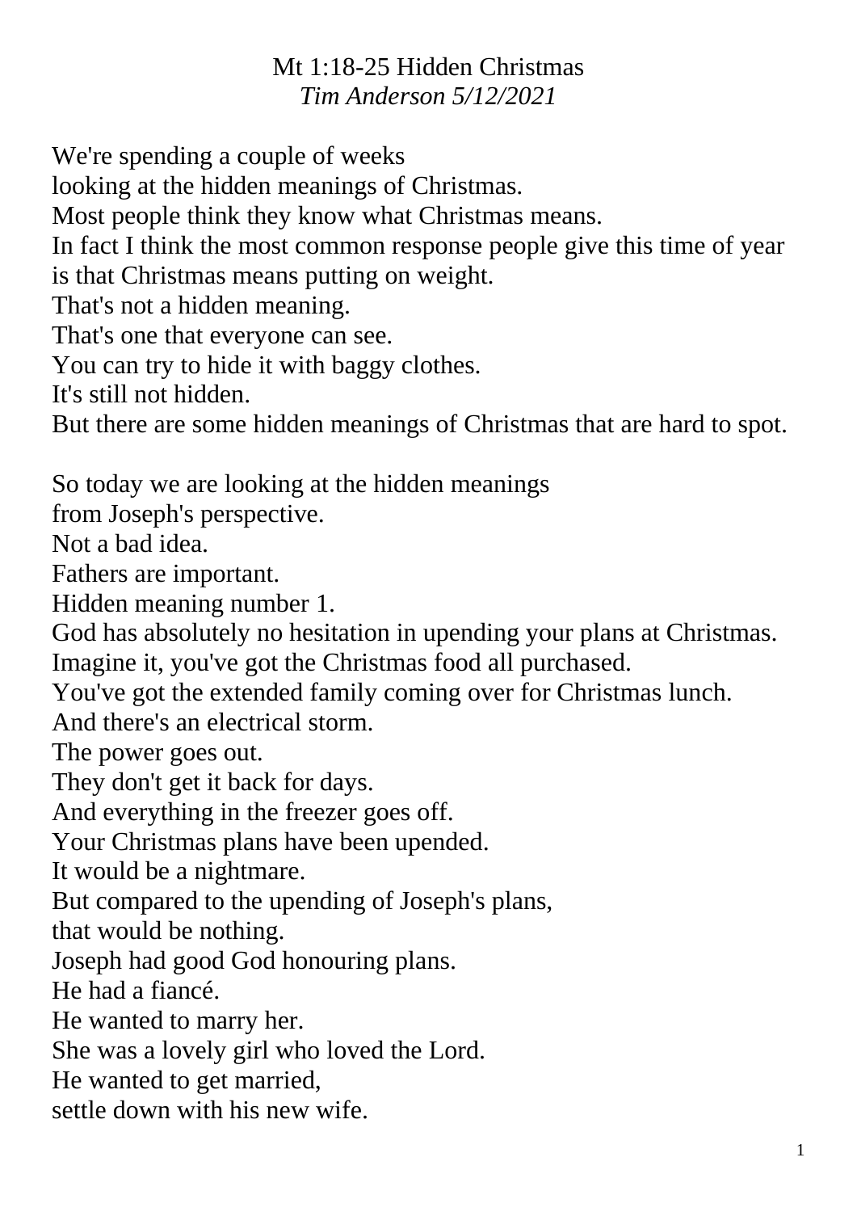# Mt 1:18-25 Hidden Christmas

*Tim Anderson 5/12/2021*

We're spending a couple of weeks
looking at the hidden meanings of Christmas.
Most people think they know what Christmas means.
In fact I think the most common response people give this time of year is that Christmas means putting on weight.
That's not a hidden meaning.
That's one that everyone can see.
You can try to hide it with baggy clothes.
It's still not hidden.
But there are some hidden meanings of Christmas that are hard to spot.

So today we are looking at the hidden meanings
from Joseph's perspective.
Not a bad idea.
Fathers are important.
Hidden meaning number 1.
God has absolutely no hesitation in upending your plans at Christmas.
Imagine it, you've got the Christmas food all purchased.
You've got the extended family coming over for Christmas lunch.
And there's an electrical storm.
The power goes out.
They don't get it back for days.
And everything in the freezer goes off.
Your Christmas plans have been upended.
It would be a nightmare.
But compared to the upending of Joseph's plans,
that would be nothing.
Joseph had good God honouring plans.
He had a fiancé.
He wanted to marry her.
She was a lovely girl who loved the Lord.
He wanted to get married,
settle down with his new wife.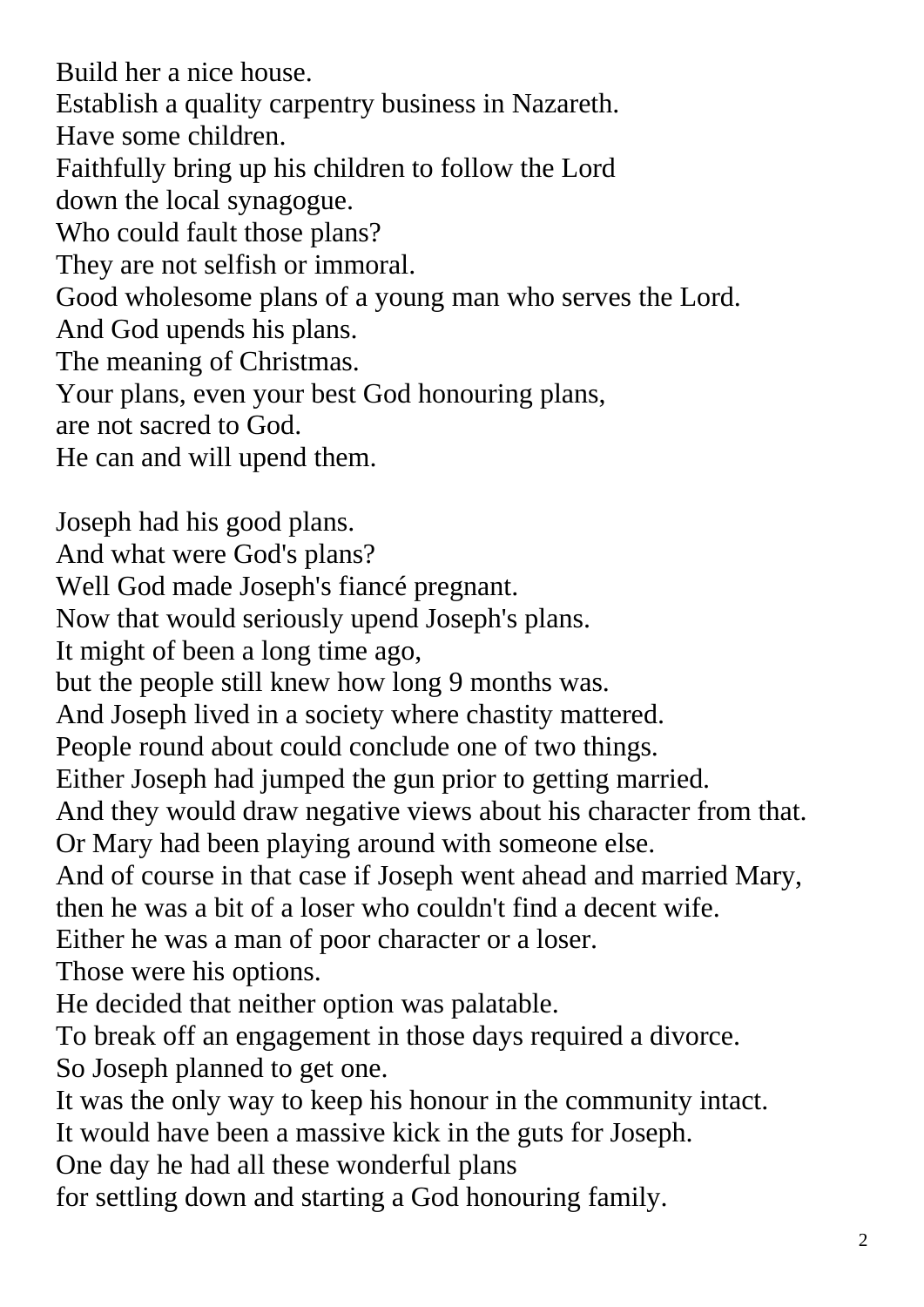Build her a nice house.
Establish a quality carpentry business in Nazareth.
Have some children.
Faithfully bring up his children to follow the Lord
down the local synagogue.
Who could fault those plans?
They are not selfish or immoral.
Good wholesome plans of a young man who serves the Lord.
And God upends his plans.
The meaning of Christmas.
Your plans, even your best God honouring plans,
are not sacred to God.
He can and will upend them.

Joseph had his good plans.
And what were God's plans?
Well God made Joseph's fiancé pregnant.
Now that would seriously upend Joseph's plans.
It might of been a long time ago,
but the people still knew how long 9 months was.
And Joseph lived in a society where chastity mattered.
People round about could conclude one of two things.
Either Joseph had jumped the gun prior to getting married.
And they would draw negative views about his character from that.
Or Mary had been playing around with someone else.
And of course in that case if Joseph went ahead and married Mary,
then he was a bit of a loser who couldn't find a decent wife.
Either he was a man of poor character or a loser.
Those were his options.
He decided that neither option was palatable.
To break off an engagement in those days required a divorce.
So Joseph planned to get one.
It was the only way to keep his honour in the community intact.
It would have been a massive kick in the guts for Joseph.
One day he had all these wonderful plans
for settling down and starting a God honouring family.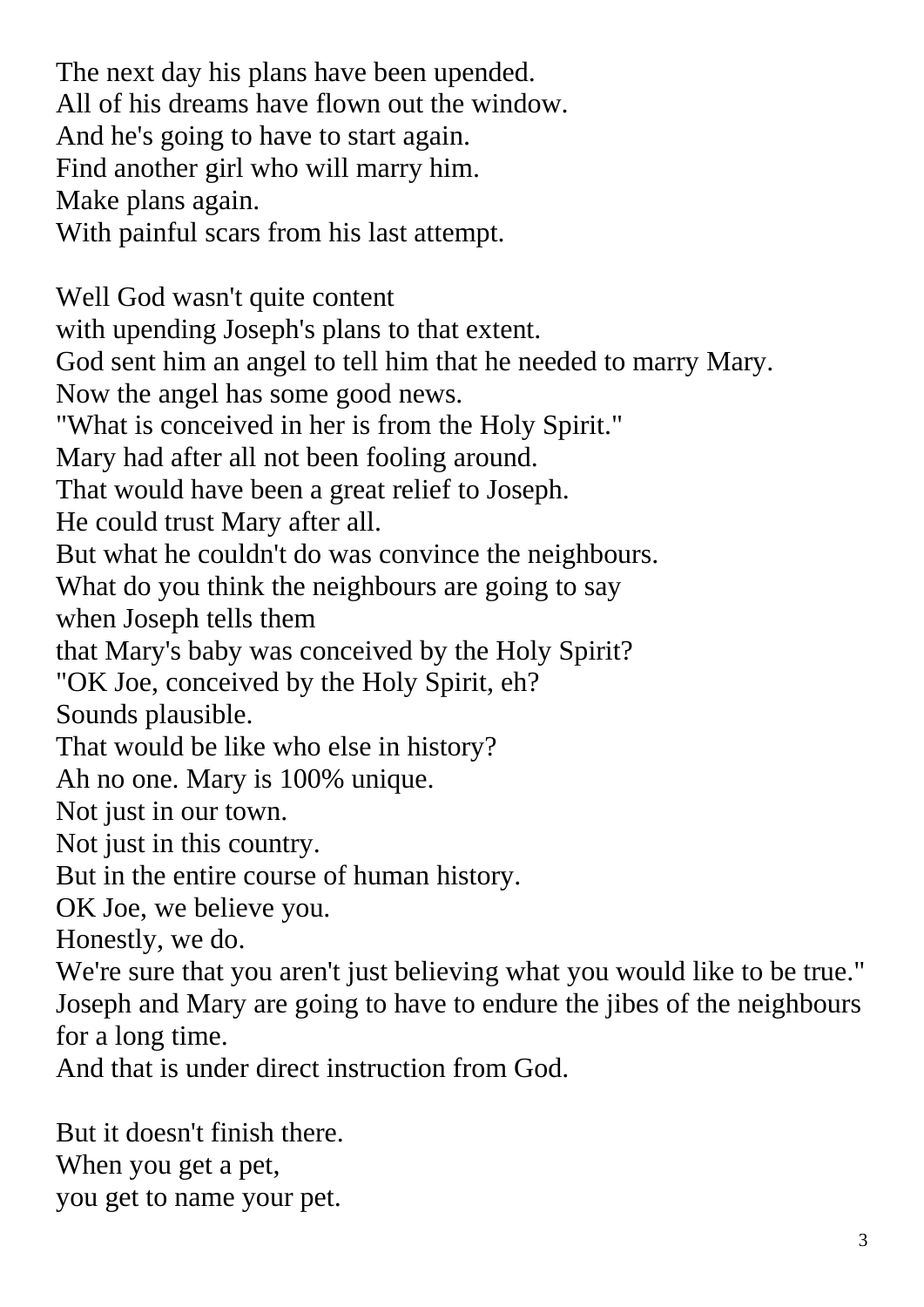The next day his plans have been upended.
All of his dreams have flown out the window.
And he's going to have to start again.
Find another girl who will marry him.
Make plans again.
With painful scars from his last attempt.

Well God wasn't quite content
with upending Joseph's plans to that extent.
God sent him an angel to tell him that he needed to marry Mary.
Now the angel has some good news.
"What is conceived in her is from the Holy Spirit."
Mary had after all not been fooling around.
That would have been a great relief to Joseph.
He could trust Mary after all.
But what he couldn't do was convince the neighbours.
What do you think the neighbours are going to say
when Joseph tells them
that Mary's baby was conceived by the Holy Spirit?
"OK Joe, conceived by the Holy Spirit, eh?
Sounds plausible.
That would be like who else in history?
Ah no one. Mary is 100% unique.
Not just in our town.
Not just in this country.
But in the entire course of human history.
OK Joe, we believe you.
Honestly, we do.
We're sure that you aren't just believing what you would like to be true."
Joseph and Mary are going to have to endure the jibes of the neighbours for a long time.
And that is under direct instruction from God.

But it doesn't finish there.
When you get a pet,
you get to name your pet.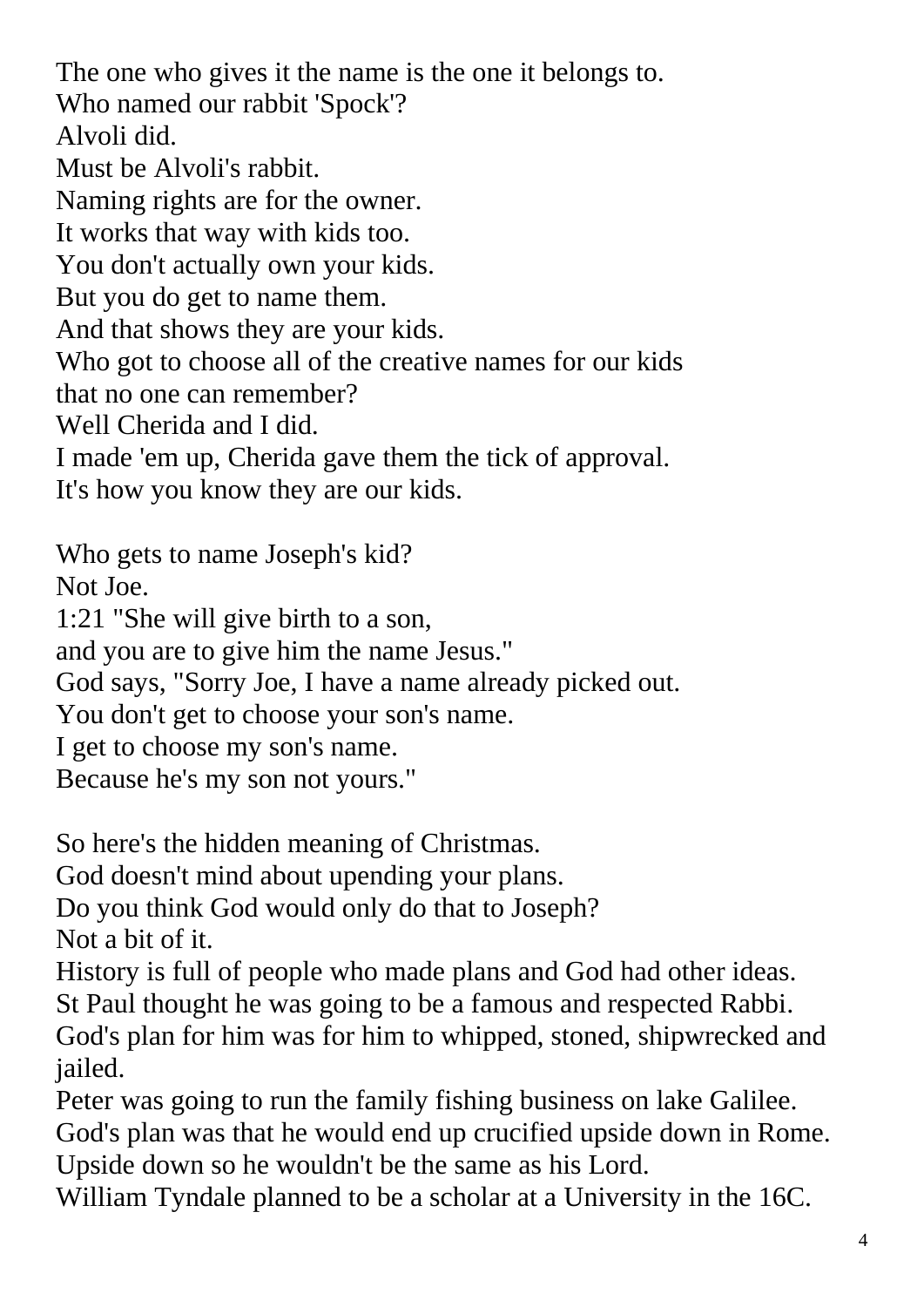The one who gives it the name is the one it belongs to.
Who named our rabbit 'Spock'?
Alvoli did.
Must be Alvoli's rabbit.
Naming rights are for the owner.
It works that way with kids too.
You don't actually own your kids.
But you do get to name them.
And that shows they are your kids.
Who got to choose all of the creative names for our kids
that no one can remember?
Well Cherida and I did.
I made 'em up, Cherida gave them the tick of approval.
It's how you know they are our kids.

Who gets to name Joseph's kid?
Not Joe.
1:21 "She will give birth to a son,
and you are to give him the name Jesus."
God says, "Sorry Joe, I have a name already picked out.
You don't get to choose your son's name.
I get to choose my son's name.
Because he's my son not yours."

So here's the hidden meaning of Christmas.
God doesn't mind about upending your plans.
Do you think God would only do that to Joseph?
Not a bit of it.
History is full of people who made plans and God had other ideas.
St Paul thought he was going to be a famous and respected Rabbi.
God's plan for him was for him to whipped, stoned, shipwrecked and jailed.
Peter was going to run the family fishing business on lake Galilee.
God's plan was that he would end up crucified upside down in Rome.
Upside down so he wouldn't be the same as his Lord.
William Tyndale planned to be a scholar at a University in the 16C.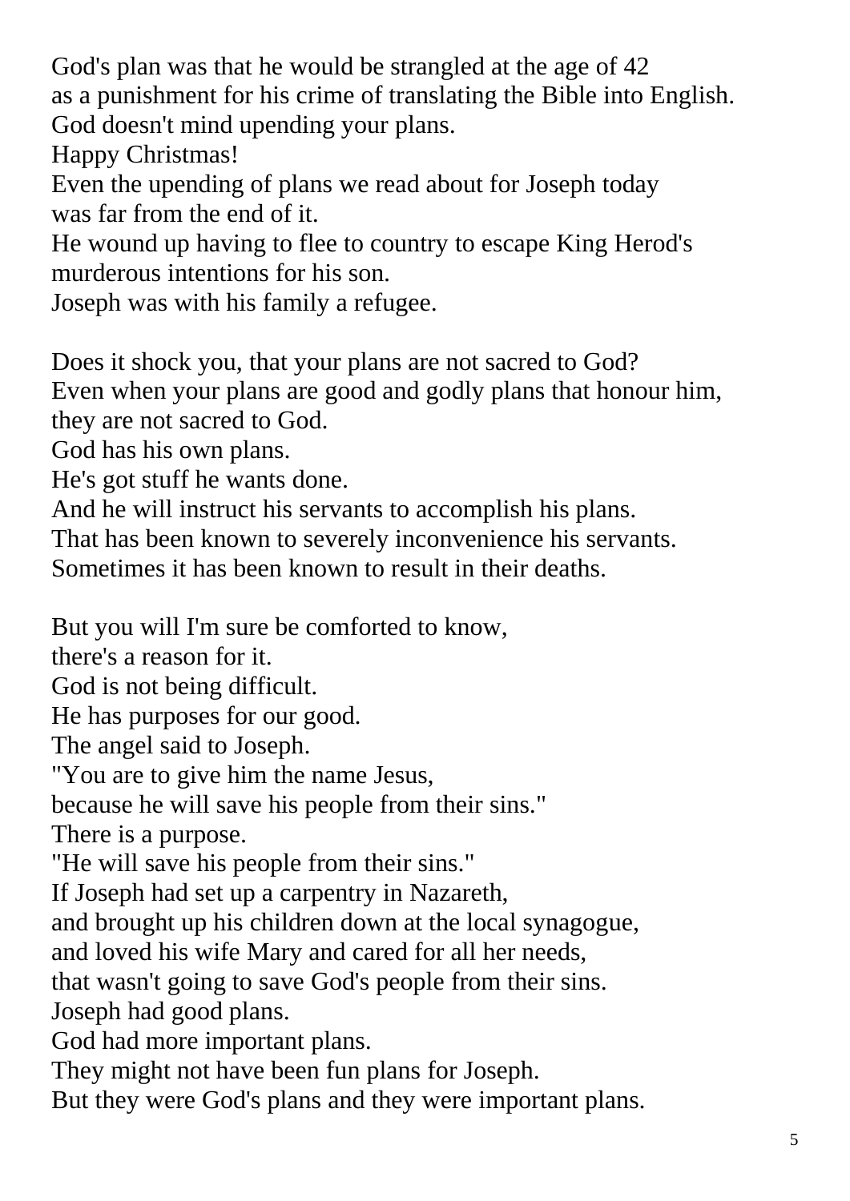God's plan was that he would be strangled at the age of 42
as a punishment for his crime of translating the Bible into English.
God doesn't mind upending your plans.
Happy Christmas!
Even the upending of plans we read about for Joseph today
was far from the end of it.
He wound up having to flee to country to escape King Herod's
murderous intentions for his son.
Joseph was with his family a refugee.

Does it shock you, that your plans are not sacred to God?
Even when your plans are good and godly plans that honour him,
they are not sacred to God.
God has his own plans.
He's got stuff he wants done.
And he will instruct his servants to accomplish his plans.
That has been known to severely inconvenience his servants.
Sometimes it has been known to result in their deaths.

But you will I'm sure be comforted to know,
there's a reason for it.
God is not being difficult.
He has purposes for our good.
The angel said to Joseph.
"You are to give him the name Jesus,
because he will save his people from their sins."
There is a purpose.
"He will save his people from their sins."
If Joseph had set up a carpentry in Nazareth,
and brought up his children down at the local synagogue,
and loved his wife Mary and cared for all her needs,
that wasn't going to save God's people from their sins.
Joseph had good plans.
God had more important plans.
They might not have been fun plans for Joseph.
But they were God's plans and they were important plans.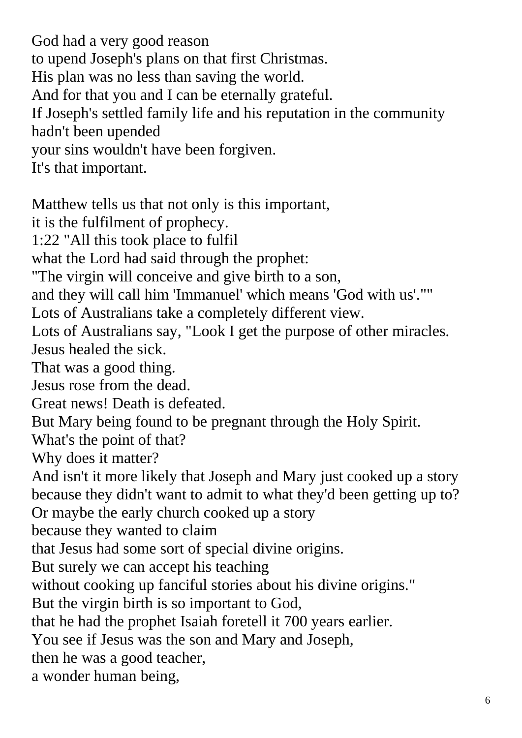God had a very good reason
to upend Joseph's plans on that first Christmas.
His plan was no less than saving the world.
And for that you and I can be eternally grateful.
If Joseph's settled family life and his reputation in the community
hadn't been upended
your sins wouldn't have been forgiven.
It's that important.

Matthew tells us that not only is this important,
it is the fulfilment of prophecy.
1:22 "All this took place to fulfil
what the Lord had said through the prophet:
"The virgin will conceive and give birth to a son,
and they will call him 'Immanuel' which means 'God with us'.""
Lots of Australians take a completely different view.
Lots of Australians say, "Look I get the purpose of other miracles.
Jesus healed the sick.
That was a good thing.
Jesus rose from the dead.
Great news! Death is defeated.
But Mary being found to be pregnant through the Holy Spirit.
What's the point of that?
Why does it matter?
And isn't it more likely that Joseph and Mary just cooked up a story
because they didn't want to admit to what they'd been getting up to?
Or maybe the early church cooked up a story
because they wanted to claim
that Jesus had some sort of special divine origins.
But surely we can accept his teaching
without cooking up fanciful stories about his divine origins."
But the virgin birth is so important to God,
that he had the prophet Isaiah foretell it 700 years earlier.
You see if Jesus was the son and Mary and Joseph,
then he was a good teacher,
a wonder human being,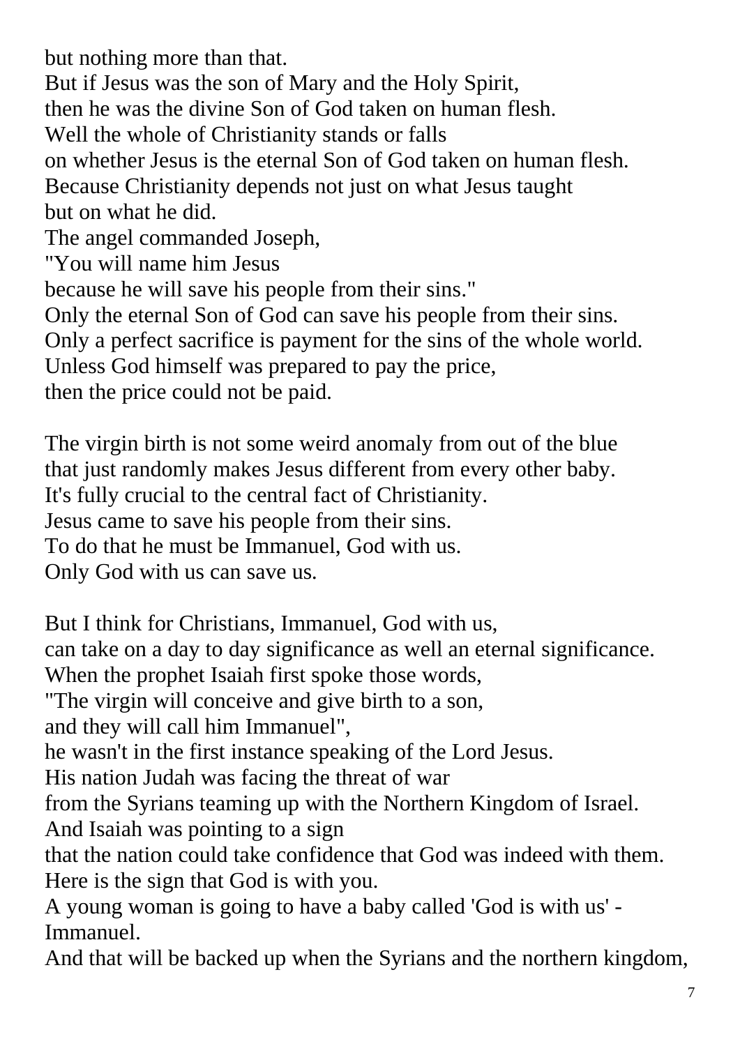but nothing more than that.
But if Jesus was the son of Mary and the Holy Spirit,
then he was the divine Son of God taken on human flesh.
Well the whole of Christianity stands or falls
on whether Jesus is the eternal Son of God taken on human flesh.
Because Christianity depends not just on what Jesus taught
but on what he did.
The angel commanded Joseph,
"You will name him Jesus
because he will save his people from their sins."
Only the eternal Son of God can save his people from their sins.
Only a perfect sacrifice is payment for the sins of the whole world.
Unless God himself was prepared to pay the price,
then the price could not be paid.

The virgin birth is not some weird anomaly from out of the blue
that just randomly makes Jesus different from every other baby.
It's fully crucial to the central fact of Christianity.
Jesus came to save his people from their sins.
To do that he must be Immanuel, God with us.
Only God with us can save us.

But I think for Christians, Immanuel, God with us,
can take on a day to day significance as well an eternal significance.
When the prophet Isaiah first spoke those words,
"The virgin will conceive and give birth to a son,
and they will call him Immanuel",
he wasn't in the first instance speaking of the Lord Jesus.
His nation Judah was facing the threat of war
from the Syrians teaming up with the Northern Kingdom of Israel.
And Isaiah was pointing to a sign
that the nation could take confidence that God was indeed with them.
Here is the sign that God is with you.
A young woman is going to have a baby called 'God is with us' - Immanuel.
And that will be backed up when the Syrians and the northern kingdom,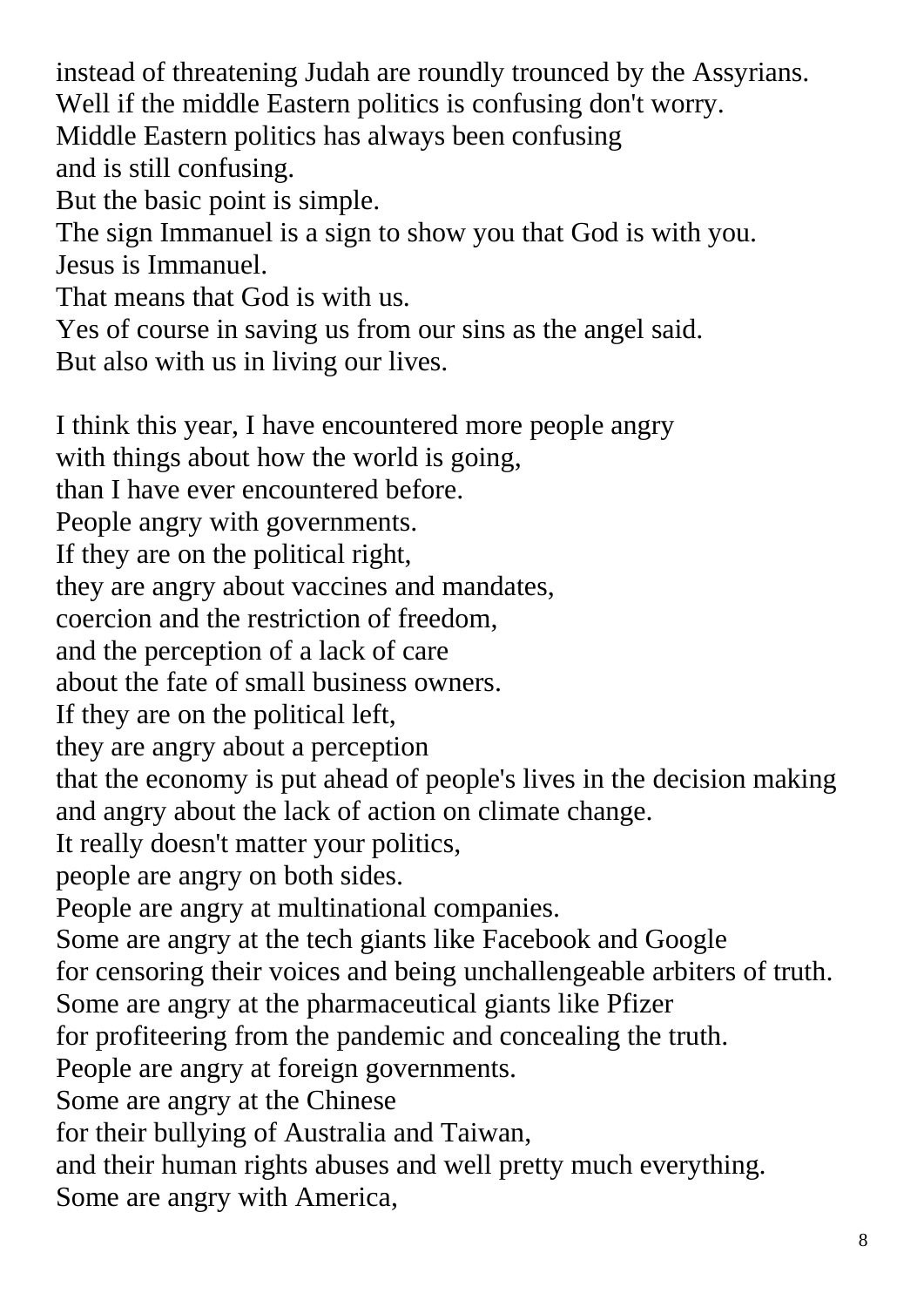instead of threatening Judah are roundly trounced by the Assyrians.
Well if the middle Eastern politics is confusing don't worry.
Middle Eastern politics has always been confusing
and is still confusing.
But the basic point is simple.
The sign Immanuel is a sign to show you that God is with you.
Jesus is Immanuel.
That means that God is with us.
Yes of course in saving us from our sins as the angel said.
But also with us in living our lives.

I think this year, I have encountered more people angry
with things about how the world is going,
than I have ever encountered before.
People angry with governments.
If they are on the political right,
they are angry about vaccines and mandates,
coercion and the restriction of freedom,
and the perception of a lack of care
about the fate of small business owners.
If they are on the political left,
they are angry about a perception
that the economy is put ahead of people's lives in the decision making
and angry about the lack of action on climate change.
It really doesn't matter your politics,
people are angry on both sides.
People are angry at multinational companies.
Some are angry at the tech giants like Facebook and Google
for censoring their voices and being unchallengeable arbiters of truth.
Some are angry at the pharmaceutical giants like Pfizer
for profiteering from the pandemic and concealing the truth.
People are angry at foreign governments.
Some are angry at the Chinese
for their bullying of Australia and Taiwan,
and their human rights abuses and well pretty much everything.
Some are angry with America,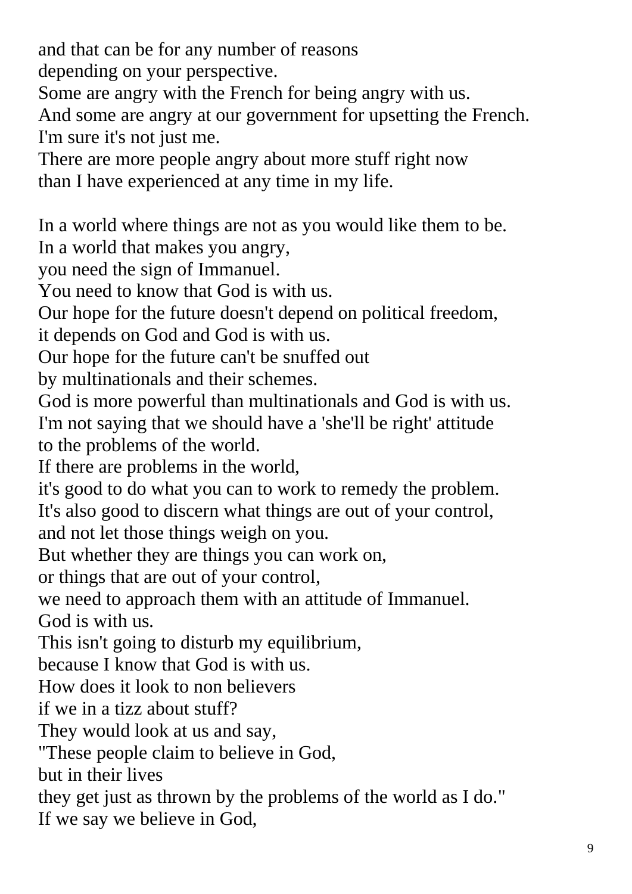and that can be for any number of reasons
depending on your perspective.
Some are angry with the French for being angry with us.
And some are angry at our government for upsetting the French.
I'm sure it's not just me.
There are more people angry about more stuff right now
than I have experienced at any time in my life.

In a world where things are not as you would like them to be.
In a world that makes you angry,
you need the sign of Immanuel.
You need to know that God is with us.
Our hope for the future doesn't depend on political freedom,
it depends on God and God is with us.
Our hope for the future can't be snuffed out
by multinationals and their schemes.
God is more powerful than multinationals and God is with us.
I'm not saying that we should have a 'she'll be right' attitude
to the problems of the world.
If there are problems in the world,
it's good to do what you can to work to remedy the problem.
It's also good to discern what things are out of your control,
and not let those things weigh on you.
But whether they are things you can work on,
or things that are out of your control,
we need to approach them with an attitude of Immanuel.
God is with us.
This isn't going to disturb my equilibrium,
because I know that God is with us.
How does it look to non believers
if we in a tizz about stuff?
They would look at us and say,
"These people claim to believe in God,
but in their lives
they get just as thrown by the problems of the world as I do."
If we say we believe in God,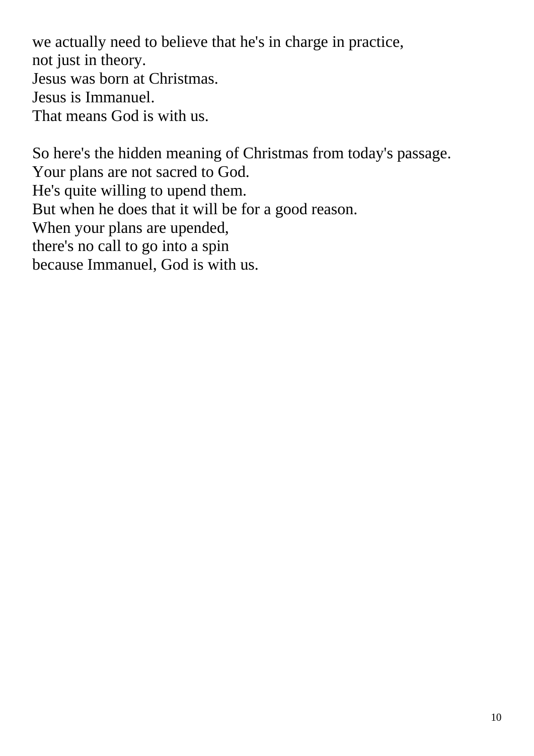we actually need to believe that he's in charge in practice,  
not just in theory.  
Jesus was born at Christmas.  
Jesus is Immanuel.  
That means God is with us.

So here's the hidden meaning of Christmas from today's passage.  
Your plans are not sacred to God.  
He's quite willing to upend them.  
But when he does that it will be for a good reason.  
When your plans are upended,  
there's no call to go into a spin  
because Immanuel, God is with us.